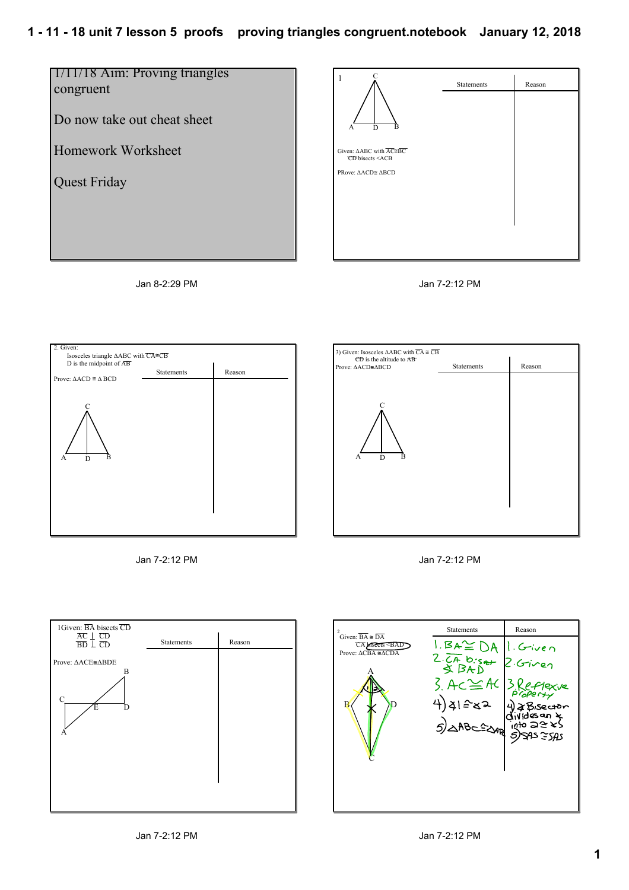## 1/11/18 Aim: Proving triangles congruent

Do now take out cheat sheet

Homework Worksheet

Quest Friday

Jan 8-2:29 PM

---

1

Given: $\Delta ABC$ with $\overline{AC} \cong \overline{BC}$
$\overline{CD}$ bisects $\angle ACB$

PRove: $\Delta ACD \cong \Delta BCD$

| Statements | Reason |
| --- | --- |
| | |

Jan 7-2:12 PM

---

2. Given:
Isosceles triangle $\Delta ABC$ with $\overline{CA} \cong \overline{CB}$
D is the midpoint of $\overline{AB}$

Prove: $\Delta ACD \cong \Delta BCD$

| Statements | Reason |
| --- | --- |
| | |

Jan 7-2:12 PM

---

3) Given: Isosceles $\Delta ABC$ with $\overline{CA} \cong \overline{CB}$
$\overline{CD}$ is the altitude to $\overline{AB}$

Prove: $\Delta ACD \cong \Delta BCD$

| Statements | Reason |
| --- | --- |
| | |

Jan 7-2:12 PM

---

1Given: $\overline{BA}$ bisects $\overline{CD}$
$\overline{AC} \perp \overline{CD}$
$\overline{BD} \perp \overline{CD}$

Prove: $\Delta ACE \cong \Delta BDE$

| Statements | Reason |
| --- | --- |
| | |

Jan 7-2:12 PM

---

2

Given: $\overline{BA} \cong \overline{DA}$
$\overline{CA}$ bisects $\angle BAD$

Prove: $\Delta CBA \cong \Delta CDA$

| Statements | Reason |
| --- | --- |
| 1. $BA \cong DA$ | 1. Given |
| 2. $\overline{CA}$ bisect $\angle BAD$ | 2. Given |
| 3. $AC \cong AC$ | 3. Reflexive Property |
| 4) $\angle 1 \cong \angle 2$ | 4) $\angle$ Bisector divides an $\angle$ into 2 $\cong \angle$s |
| 5) $\Delta ABC \cong \Delta ADC$ | 5) SAS $\cong$ SAS |

Jan 7-2:12 PM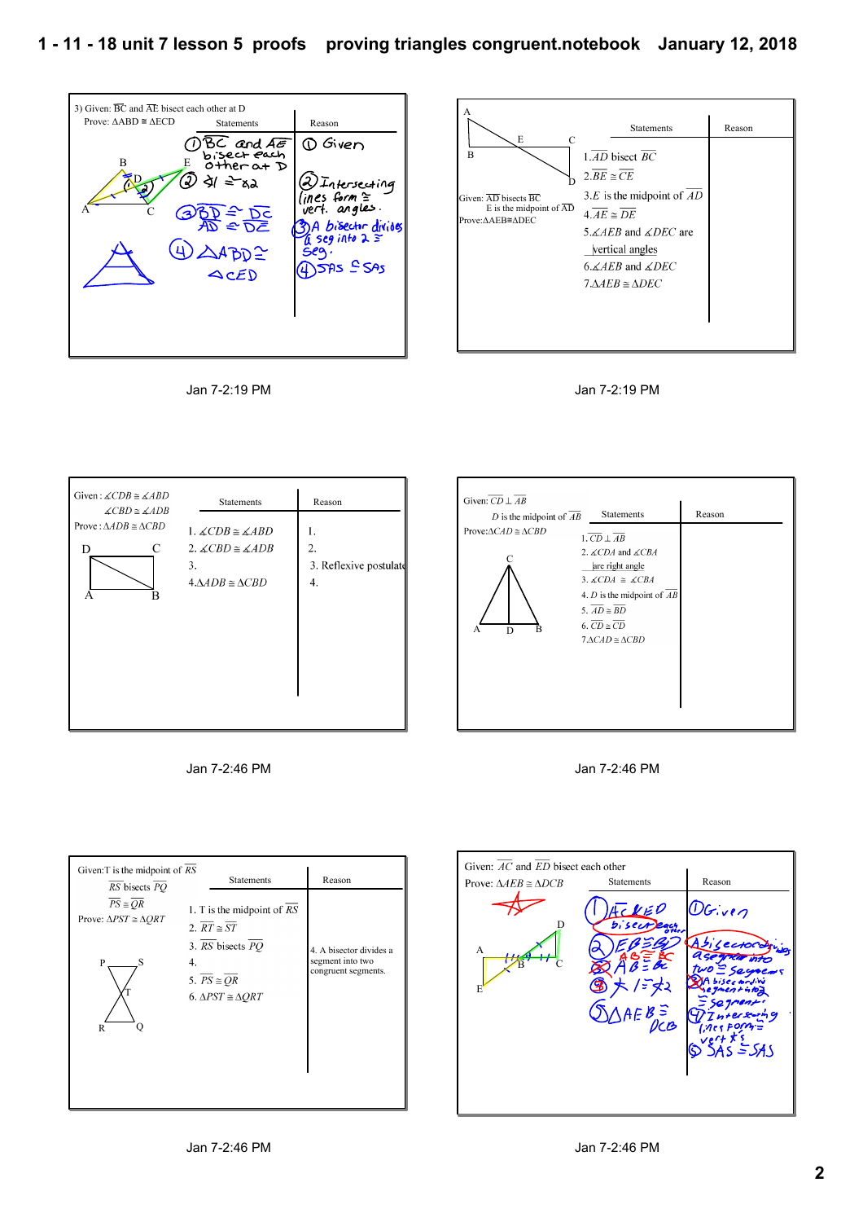**Problem 3**

Given: $\overline{BC}$ and $\overline{AE}$ bisect each other at D

Prove: $\Delta ABD \cong \Delta ECD$

| Statements | Reason |
|---|---|
| 1. $\overline{BC}$ and $\overline{AE}$ bisect each other at D | 1. Given |
| 2. $\angle 1 \cong \angle 2$ | 2. Intersecting lines form $\cong$ vert. angles. |
| 3. $\overline{BD} \cong \overline{DC}$, $\overline{AD} \cong \overline{DE}$ | 3. A bisector divides a seg into 2 $\cong$ seg. |
| 4. $\Delta ABD \cong \Delta CED$ | 4. SAS $\cong$ SAS |

Jan 7-2:19 PM

---

Given: $\overline{AD}$ bisects $\overline{BC}$; E is the midpoint of $\overline{AD}$

Prove: $\Delta AEB \cong \Delta DEC$

| Statements | Reason |
|---|---|
| 1. $\overline{AD}$ bisect $\overline{BC}$ | |
| 2. $\overline{BE} \cong \overline{CE}$ | |
| 3. $E$ is the midpoint of $\overline{AD}$ | |
| 4. $\overline{AE} \cong \overline{DE}$ | |
| 5. $\measuredangle AEB$ and $\measuredangle DEC$ are vertical angles | |
| 6. $\measuredangle AEB$ and $\measuredangle DEC$ | |
| 7. $\Delta AEB \cong \Delta DEC$ | |

Jan 7-2:19 PM

---

Given: $\measuredangle CDB \cong \measuredangle ABD$; $\measuredangle CBD \cong \measuredangle ADB$

Prove: $\Delta ADB \cong \Delta CBD$

| Statements | Reason |
|---|---|
| 1. $\measuredangle CDB \cong \measuredangle ABD$ | 1. |
| 2. $\measuredangle CBD \cong \measuredangle ADB$ | 2. |
| 3. | 3. Reflexive postulate |
| 4. $\Delta ADB \cong \Delta CBD$ | 4. |

Jan 7-2:46 PM

---

Given: $\overline{CD} \perp \overline{AB}$; D is the midpoint of $\overline{AB}$

Prove: $\Delta CAD \cong \Delta CBD$

| Statements | Reason |
|---|---|
| 1. $\overline{CD} \perp \overline{AB}$ | |
| 2. $\measuredangle CDA$ and $\measuredangle CBA$ are right angle | |
| 3. $\measuredangle CDA \cong \measuredangle CBA$ | |
| 4. D is the midpoint of $\overline{AB}$ | |
| 5. $\overline{AD} \cong \overline{BD}$ | |
| 6. $\overline{CD} \cong \overline{CD}$ | |
| 7. $\Delta CAD \cong \Delta CBD$ | |

Jan 7-2:46 PM

---

Given: T is the midpoint of $\overline{RS}$; $\overline{RS}$ bisects $\overline{PQ}$; $\overline{PS} \cong \overline{QR}$

Prove: $\Delta PST \cong \Delta QRT$

| Statements | Reason |
|---|---|
| 1. T is the midpoint of $\overline{RS}$ | |
| 2. $\overline{RT} \cong \overline{ST}$ | |
| 3. $\overline{RS}$ bisects $\overline{PQ}$ | |
| 4. | 4. A bisector divides a segment into two congruent segments. |
| 5. $\overline{PS} \cong \overline{QR}$ | |
| 6. $\Delta PST \cong \Delta QRT$ | |

Jan 7-2:46 PM

---

Given: $\overline{AC}$ and $\overline{ED}$ bisect each other

Prove: $\Delta AEB \cong \Delta DCB$

| Statements | Reason |
|---|---|
| 1. $\overline{AC}$ & $\overline{ED}$ bisect each other | 1. Given |
| 2. $\overline{EB} \cong \overline{BD}$ | 2. A bisector divides a segment into two $\cong$ segments |
| 3. $\overline{AB} \cong \overline{BC}$ | 3. A bisector divides segment into 2 $\cong$ segments |
| 4. $\angle 1 \cong \angle 2$ | 4. Intersecting lines form $\cong$ vert $\angle$s |
| 5. $\Delta AEB \cong \Delta DCB$ | 5. SAS $\cong$ SAS |

Jan 7-2:46 PM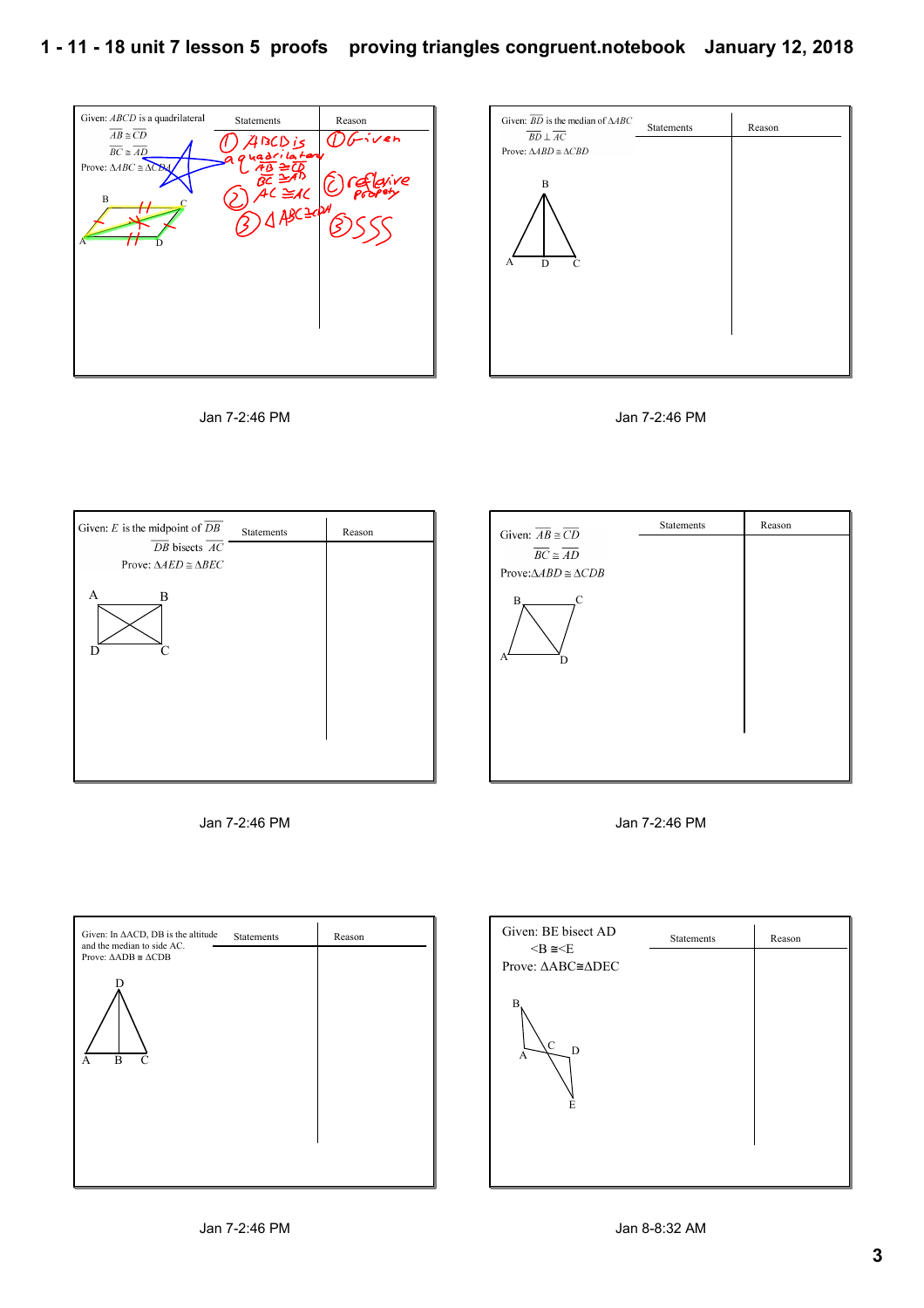Given: $ABCD$ is a quadrilateral

$\overline{AB} \cong \overline{CD}$

$\overline{BC} \cong \overline{AD}$

Prove: $\Delta ABC \cong \Delta CDA$

| Statements | Reason |
|---|---|
| 1) ABCD is a quadrilateral, $\overline{AB} \cong \overline{CD}$, $\overline{BC} \cong \overline{AD}$ | 1) Given |
| 2) $\overline{AC} \cong \overline{AC}$ | 2) reflexive property |
| 3) $\Delta ABC \cong \Delta CDA$ | 3) SSS |

Jan 7-2:46 PM

Given: $\overline{BD}$ is the median of $\Delta ABC$

$\overline{BD} \perp \overline{AC}$

Prove: $\Delta ABD \cong \Delta CBD$

| Statements | Reason |
|---|---|
| | |

Jan 7-2:46 PM

Given: $E$ is the midpoint of $\overline{DB}$

$\overline{DB}$ bisects $\overline{AC}$

Prove: $\Delta AED \cong \Delta BEC$

| Statements | Reason |
|---|---|
| | |

Jan 7-2:46 PM

Given: $\overline{AB} \cong \overline{CD}$

$\overline{BC} \cong \overline{AD}$

Prove: $\Delta ABD \cong \Delta CDB$

| Statements | Reason |
|---|---|
| | |

Jan 7-2:46 PM

Given: In $\Delta ACD$, DB is the altitude and the median to side AC.

Prove: $\Delta ADB \cong \Delta CDB$

| Statements | Reason |
|---|---|
| | |

Jan 7-2:46 PM

Given: BE bisect AD

$\angle B \cong \angle E$

Prove: $\Delta ABC \cong \Delta DEC$

| Statements | Reason |
|---|---|
| | |

Jan 8-8:32 AM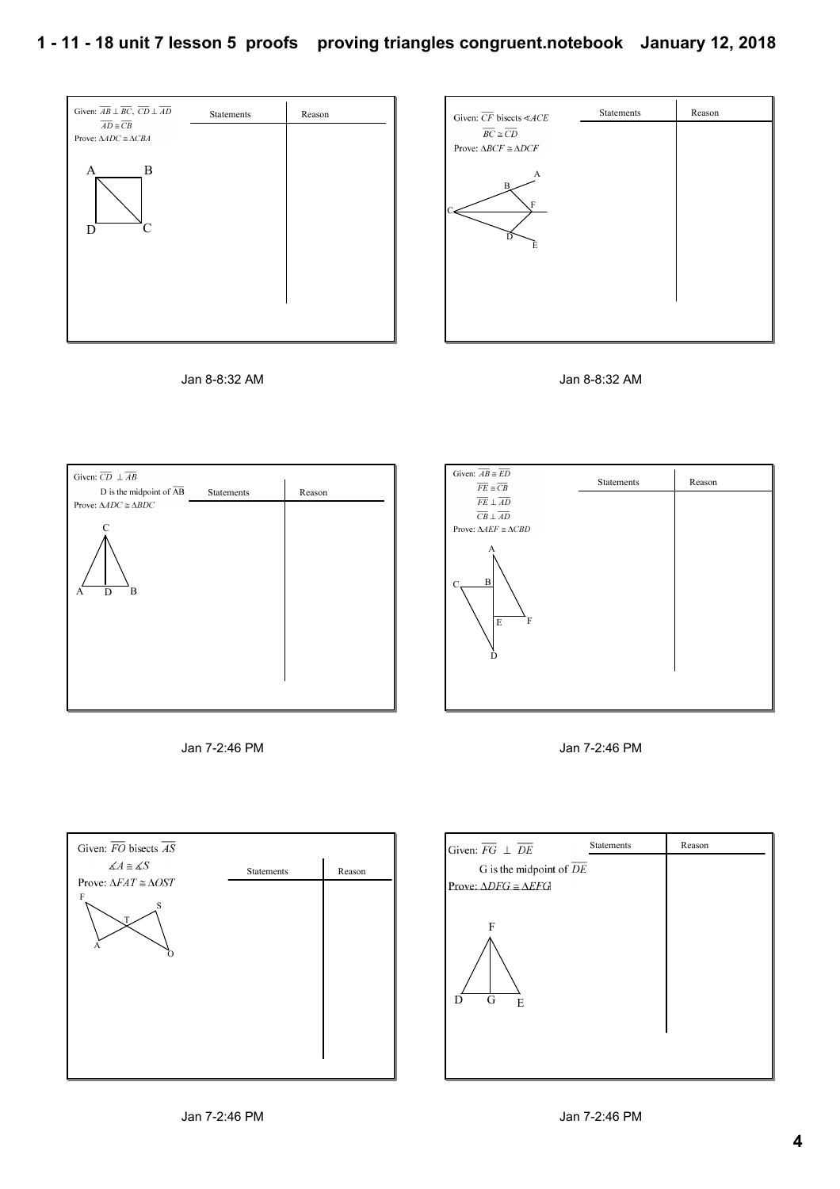Given: $\overline{AB} \perp \overline{BC}$, $\overline{CD} \perp \overline{AD}$

$\overline{AD} \cong \overline{CB}$

Prove: $\Delta ADC \cong \Delta CBA$

A B D C

| Statements | Reason |
| --- | --- |
| | |

Jan 8-8:32 AM

Given: $\overline{CF}$ bisects $\measuredangle ACE$

$\overline{BC} \cong \overline{CD}$

Prove: $\Delta BCF \cong \Delta DCF$

A B F C D E

| Statements | Reason |
| --- | --- |
| | |

Jan 8-8:32 AM

Given: $\overline{CD} \perp \overline{AB}$

D is the midpoint of $\overline{AB}$

Prove: $\Delta ADC \cong \Delta BDC$

C A D B

| Statements | Reason |
| --- | --- |
| | |

Jan 7-2:46 PM

Given: $\overline{AB} \cong \overline{ED}$

$\overline{FE} \cong \overline{CB}$

$\overline{FE} \perp \overline{AD}$

$\overline{CB} \perp \overline{AD}$

Prove: $\Delta AEF \cong \Delta CBD$

A C B E F D

| Statements | Reason |
| --- | --- |
| | |

Jan 7-2:46 PM

Given: $\overline{FO}$ bisects $\overline{AS}$

$\measuredangle A \cong \measuredangle S$

Prove: $\Delta FAT \cong \Delta OST$

F S T A O

| Statements | Reason |
| --- | --- |
| | |

Jan 7-2:46 PM

Given: $\overline{FG} \perp \overline{DE}$

G is the midpoint of $\overline{DE}$

Prove: $\Delta DFG \cong \Delta EFG$

F D G E

| Statements | Reason |
| --- | --- |
| | |

Jan 7-2:46 PM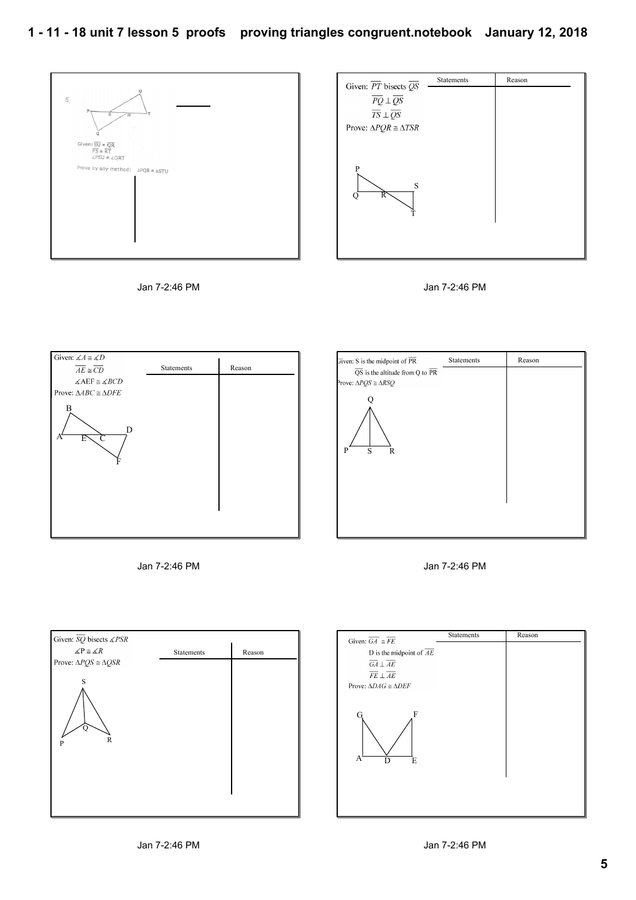5.

Given: $\overline{SU} \cong \overline{QR}$

$\overline{PS} \cong \overline{RT}$

$\angle PSU \cong \angle QRT$

Prove by any method: $\triangle PQR \cong \triangle STU$

Jan 7-2:46 PM

Given: $\overline{PT}$ bisects $\overline{QS}$

$\overline{PQ} \perp \overline{QS}$

$\overline{TS} \perp \overline{QS}$

Prove: $\Delta PQR \cong \Delta TSR$

| Statements | Reason |
| --- | --- |
| | |

Jan 7-2:46 PM

Given: $\measuredangle A \cong \measuredangle D$

$\overline{AE} \cong \overline{CD}$

$\measuredangle AEF \cong \measuredangle BCD$

Prove: $\Delta ABC \cong \Delta DFE$

| Statements | Reason |
| --- | --- |
| | |

Jan 7-2:46 PM

Given: S is the midpoint of $\overline{PR}$

$\overline{QS}$ is the altitude from Q to $\overline{PR}$

Prove: $\Delta PQS \cong \Delta RSQ$

| Statements | Reason |
| --- | --- |
| | |

Jan 7-2:46 PM

Given: $\overline{SQ}$ bisects $\measuredangle PSR$

$\measuredangle P \cong \measuredangle R$

Prove: $\Delta PQS \cong \Delta QSR$

| Statements | Reason |
| --- | --- |
| | |

Jan 7-2:46 PM

Given: $\overline{GA} \cong \overline{FE}$

D is the midpoint of $\overline{AE}$

$\overline{GA} \perp \overline{AE}$

$\overline{FE} \perp \overline{AE}$

Prove: $\Delta DAG \cong \Delta DEF$

| Statements | Reason |
| --- | --- |
| | |

Jan 7-2:46 PM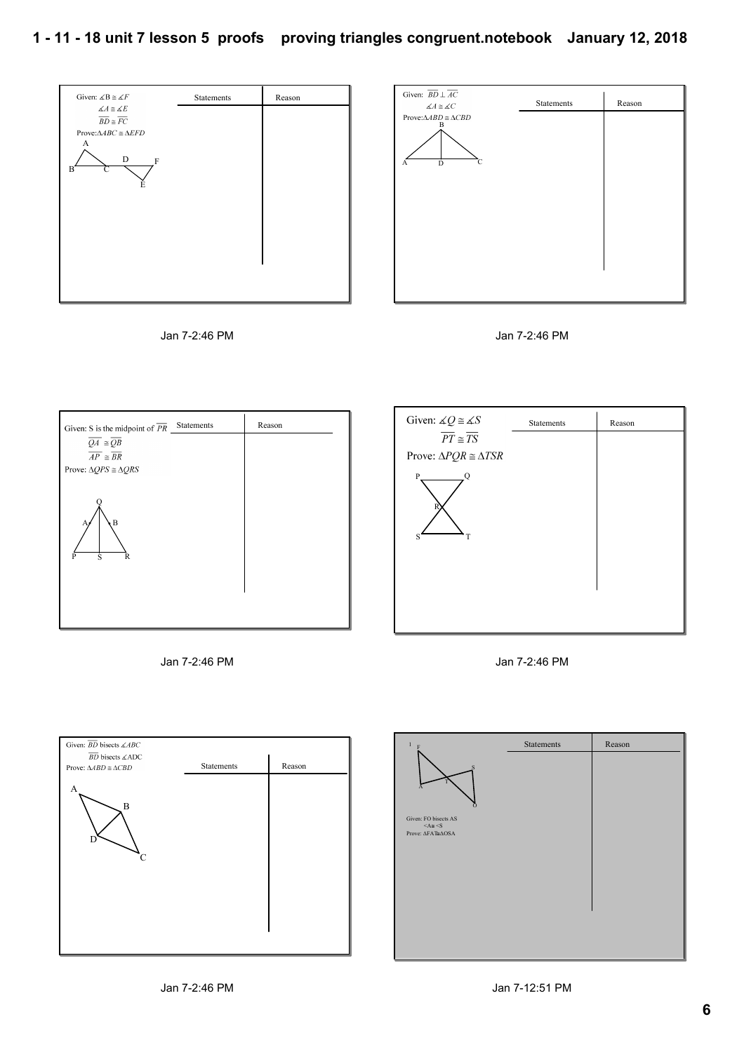Given: $\angle B \cong \angle F$

$\angle A \cong \angle E$

$\overline{BD} \cong \overline{FC}$

Prove: $\Delta ABC \cong \Delta EFD$

| Statements | Reason |
|---|---|
| | |

Jan 7-2:46 PM

Given: $\overline{BD} \perp \overline{AC}$

$\angle A \cong \angle C$

Prove: $\Delta ABD \cong \Delta CBD$

| Statements | Reason |
|---|---|
| | |

Jan 7-2:46 PM

Given: S is the midpoint of $\overline{PR}$

$\overline{QA} \cong \overline{QB}$

$\overline{AP} \cong \overline{BR}$

Prove: $\Delta QPS \cong \Delta QRS$

| Statements | Reason |
|---|---|
| | |

Jan 7-2:46 PM

Given: $\angle Q \cong \angle S$

$\overline{PT} \cong \overline{TS}$

Prove: $\Delta PQR \cong \Delta TSR$

| Statements | Reason |
|---|---|
| | |

Jan 7-2:46 PM

Given: $\overline{BD}$ bisects $\angle ABC$

$\overline{BD}$ bisects $\angle ADC$

Prove: $\Delta ABD \cong \Delta CBD$

| Statements | Reason |
|---|---|
| | |

Jan 7-2:46 PM

1

Given: FO bisects AS

<A≅ <S

Prove: ΔFAT≅ΔOSA

| Statements | Reason |
|---|---|
| | |

Jan 7-12:51 PM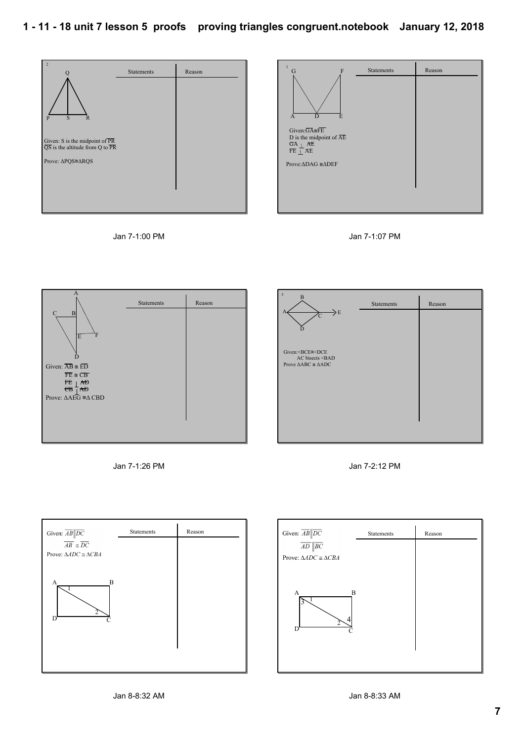## Problem 2

Q, P, S, R

Given: S is the midpoint of $\overline{PR}$
$\overline{QS}$ is the altitude from Q to $\overline{PR}$

Prove: $\Delta PQS \cong \Delta RQS$

| Statements | Reason |
| --- | --- |
| | |

Jan 7-1:00 PM

## Problem 1

G, F, A, D, E

Given: $\overline{GA} \cong \overline{FE}$
D is the midpoint of $\overline{AE}$
$\overline{GA} \perp \overline{AE}$
$\overline{FE} \perp \overline{AE}$

Prove: $\Delta DAG \cong \Delta DEF$

| Statements | Reason |
| --- | --- |
| | |

Jan 7-1:07 PM

## Problem

A, C, B, E, F, D

Given: $\overline{AB} \cong \overline{ED}$
$\overline{FE} \cong \overline{CB}$
$\overline{FE} \perp \overline{AD}$
$\overline{CB} \perp \overline{AD}$

Prove: $\Delta AEG \cong \Delta CBD$

| Statements | Reason |
| --- | --- |
| | |

Jan 7-1:26 PM

## Problem 5

B, A, C, E, D

Given: $\angle BCE \cong \angle DCE$
AC bisects $\angle BAD$

Prove $\Delta ABC \cong \Delta ADC$

| Statements | Reason |
| --- | --- |
| | |

Jan 7-2:12 PM

## Problem

Given: $\overline{AB} \parallel \overline{DC}$
$\overline{AB} \cong \overline{DC}$

Prove: $\Delta ADC \cong \Delta CBA$

A, B, D, C, 1, 2

| Statements | Reason |
| --- | --- |
| | |

Jan 8-8:32 AM

## Problem

Given: $\overline{AB} \parallel \overline{DC}$
$\overline{AD} \parallel \overline{BC}$

Prove: $\Delta ADC \cong \Delta CBA$

A, B, D, C, 1, 2, 3, 4

| Statements | Reason |
| --- | --- |
| | |

Jan 8-8:33 AM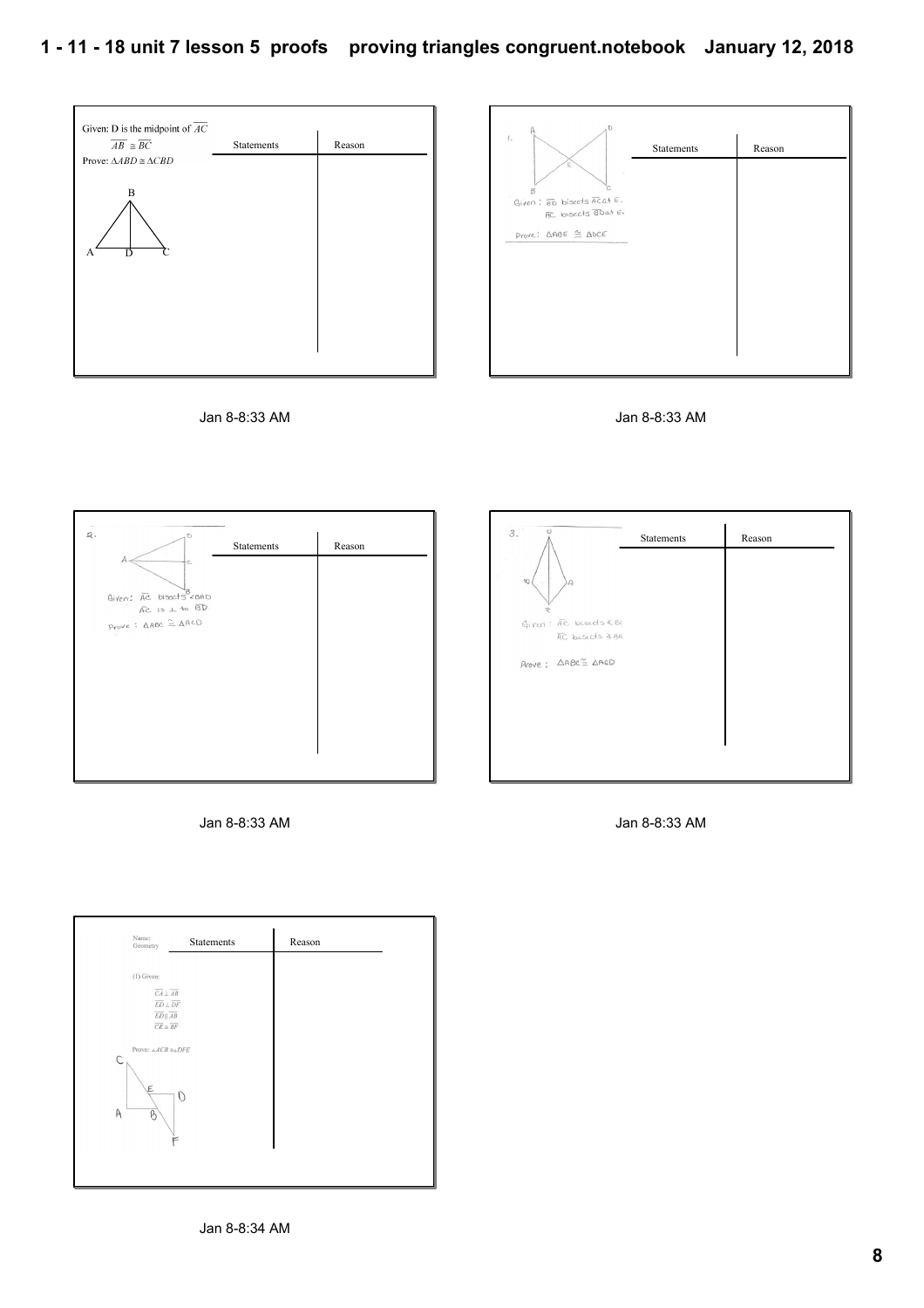Given: D is the midpoint of $\overline{AC}$

$\overline{AB} \cong \overline{BC}$

Prove: $\Delta ABD \cong \Delta CBD$

B

A D C

| Statements | Reason |
| --- | --- |
| | |

Jan 8-8:33 AM

1\.

A D

E

B C

Given: $\overline{AD}$ bisects $\overline{AC}$ at E.

$\overline{AC}$ bisects $\overline{BD}$ at E.

Prove: $\Delta ABE \cong \Delta DCE$

| Statements | Reason |
| --- | --- |
| | |

Jan 8-8:33 AM

2\.

D

A C

B

Given: $\overline{AC}$ bisects $\angle BAD$

$\overline{AC}$ is $\perp$ to $\overline{BD}$

Prove: $\Delta ABC \cong \Delta ACD$

| Statements | Reason |
| --- | --- |
| | |

Jan 8-8:33 AM

3\.

C

B A

D

Given: $\overline{AC}$ bisects $\angle BC$

$\overline{AC}$ bisects $\angle BA$

Prove: $\Delta ABC \cong \Delta ACD$

| Statements | Reason |
| --- | --- |
| | |

Jan 8-8:33 AM

Name:
Geometry

(1) Given:

$\overline{CA} \perp \overline{AB}$

$\overline{ED} \perp \overline{DF}$

$\overline{ED} \parallel \overline{AB}$

$\overline{CE} \cong \overline{BF}$

Prove: $\Delta ACB \cong \Delta DFE$

C

E D

A B

F

| Statements | Reason |
| --- | --- |
| | |

Jan 8-8:34 AM